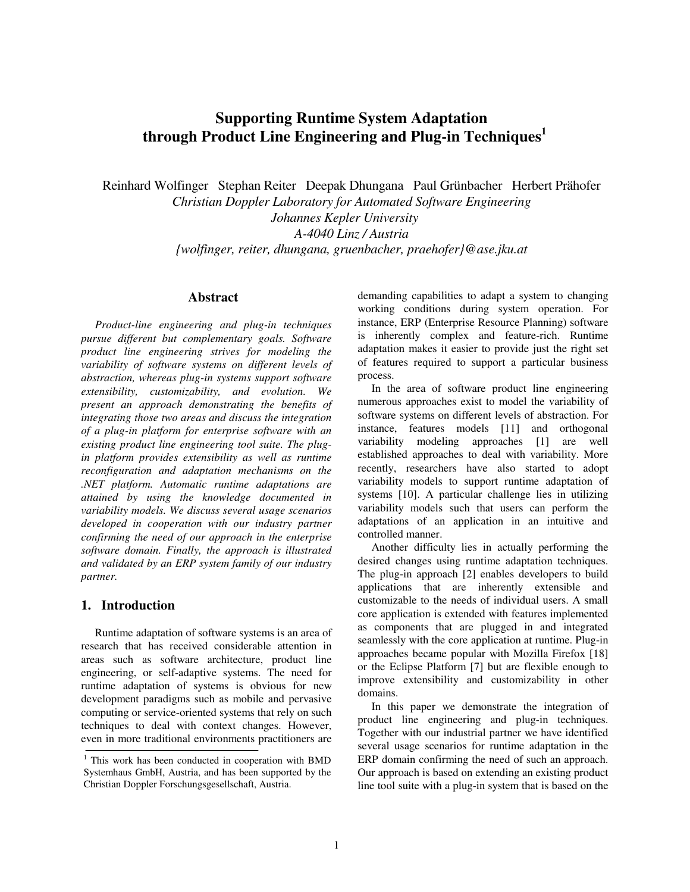# Supporting Runtime System Adaptation through Product Line Engineering and Plug-in Techniques[1]

Reinhard Wolfinger Stephan Reiter Deepak Dhungana Paul Grünbacher Herbert Prähofer

*Christian Doppler Laboratory for Automated Software Engineering*
*Johannes Kepler University*
*A-4040 Linz / Austria*
*{wolfinger, reiter, dhungana, gruenbacher, praehofer}@ase.jku.at*

## Abstract

*Product-line engineering and plug-in techniques pursue different but complementary goals. Software product line engineering strives for modeling the variability of software systems on different levels of abstraction, whereas plug-in systems support software extensibility, customizability, and evolution. We present an approach demonstrating the benefits of integrating those two areas and discuss the integration of a plug-in platform for enterprise software with an existing product line engineering tool suite. The plug-in platform provides extensibility as well as runtime reconfiguration and adaptation mechanisms on the .NET platform. Automatic runtime adaptations are attained by using the knowledge documented in variability models. We discuss several usage scenarios developed in cooperation with our industry partner confirming the need of our approach in the enterprise software domain. Finally, the approach is illustrated and validated by an ERP system family of our industry partner.*

## 1. Introduction

Runtime adaptation of software systems is an area of research that has received considerable attention in areas such as software architecture, product line engineering, or self-adaptive systems. The need for runtime adaptation of systems is obvious for new development paradigms such as mobile and pervasive computing or service-oriented systems that rely on such techniques to deal with context changes. However, even in more traditional environments practitioners are demanding capabilities to adapt a system to changing working conditions during system operation. For instance, ERP (Enterprise Resource Planning) software is inherently complex and feature-rich. Runtime adaptation makes it easier to provide just the right set of features required to support a particular business process.

In the area of software product line engineering numerous approaches exist to model the variability of software systems on different levels of abstraction. For instance, features models [11] and orthogonal variability modeling approaches [1] are well established approaches to deal with variability. More recently, researchers have also started to adopt variability models to support runtime adaptation of systems [10]. A particular challenge lies in utilizing variability models such that users can perform the adaptations of an application in an intuitive and controlled manner.

Another difficulty lies in actually performing the desired changes using runtime adaptation techniques. The plug-in approach [2] enables developers to build applications that are inherently extensible and customizable to the needs of individual users. A small core application is extended with features implemented as components that are plugged in and integrated seamlessly with the core application at runtime. Plug-in approaches became popular with Mozilla Firefox [18] or the Eclipse Platform [7] but are flexible enough to improve extensibility and customizability in other domains.

In this paper we demonstrate the integration of product line engineering and plug-in techniques. Together with our industrial partner we have identified several usage scenarios for runtime adaptation in the ERP domain confirming the need of such an approach. Our approach is based on extending an existing product line tool suite with a plug-in system that is based on the

[1] This work has been conducted in cooperation with BMD Systemhaus GmbH, Austria, and has been supported by the Christian Doppler Forschungsgesellschaft, Austria.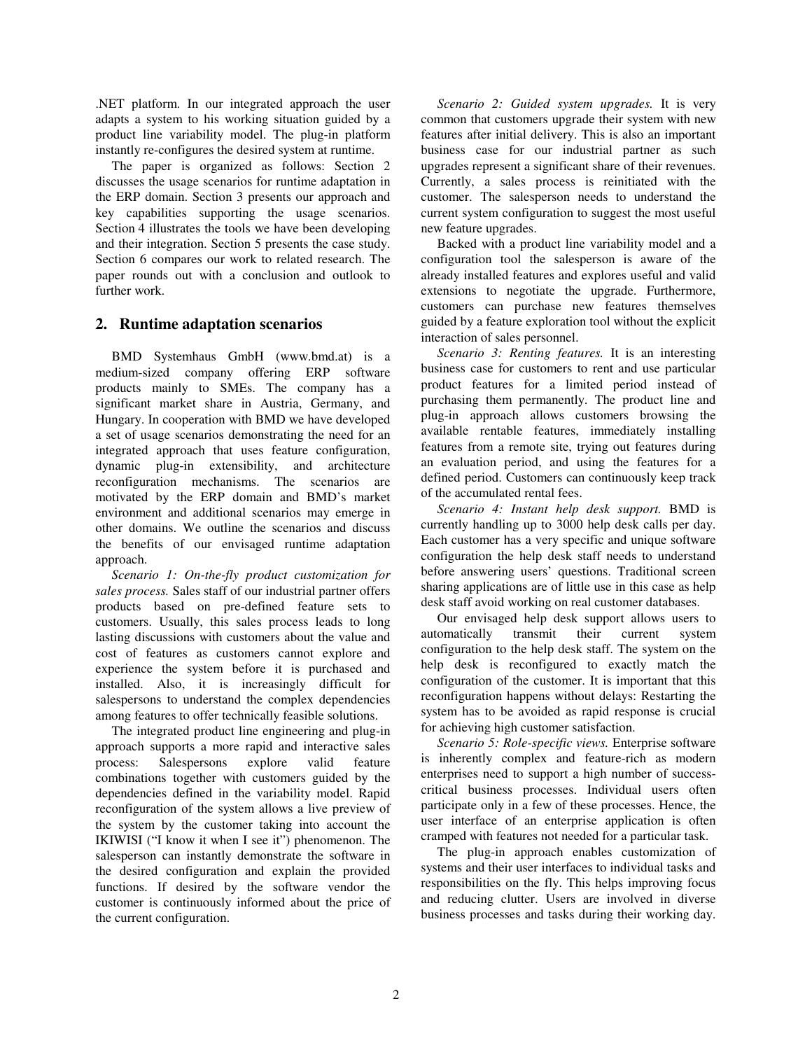.NET platform. In our integrated approach the user adapts a system to his working situation guided by a product line variability model. The plug-in platform instantly re-configures the desired system at runtime.

The paper is organized as follows: Section 2 discusses the usage scenarios for runtime adaptation in the ERP domain. Section 3 presents our approach and key capabilities supporting the usage scenarios. Section 4 illustrates the tools we have been developing and their integration. Section 5 presents the case study. Section 6 compares our work to related research. The paper rounds out with a conclusion and outlook to further work.

## 2. Runtime adaptation scenarios

BMD Systemhaus GmbH (www.bmd.at) is a medium-sized company offering ERP software products mainly to SMEs. The company has a significant market share in Austria, Germany, and Hungary. In cooperation with BMD we have developed a set of usage scenarios demonstrating the need for an integrated approach that uses feature configuration, dynamic plug-in extensibility, and architecture reconfiguration mechanisms. The scenarios are motivated by the ERP domain and BMD's market environment and additional scenarios may emerge in other domains. We outline the scenarios and discuss the benefits of our envisaged runtime adaptation approach.

*Scenario 1: On-the-fly product customization for sales process.* Sales staff of our industrial partner offers products based on pre-defined feature sets to customers. Usually, this sales process leads to long lasting discussions with customers about the value and cost of features as customers cannot explore and experience the system before it is purchased and installed. Also, it is increasingly difficult for salespersons to understand the complex dependencies among features to offer technically feasible solutions.

The integrated product line engineering and plug-in approach supports a more rapid and interactive sales process: Salespersons explore valid feature combinations together with customers guided by the dependencies defined in the variability model. Rapid reconfiguration of the system allows a live preview of the system by the customer taking into account the IKIWISI ("I know it when I see it") phenomenon. The salesperson can instantly demonstrate the software in the desired configuration and explain the provided functions. If desired by the software vendor the customer is continuously informed about the price of the current configuration.

*Scenario 2: Guided system upgrades.* It is very common that customers upgrade their system with new features after initial delivery. This is also an important business case for our industrial partner as such upgrades represent a significant share of their revenues. Currently, a sales process is reinitiated with the customer. The salesperson needs to understand the current system configuration to suggest the most useful new feature upgrades.

Backed with a product line variability model and a configuration tool the salesperson is aware of the already installed features and explores useful and valid extensions to negotiate the upgrade. Furthermore, customers can purchase new features themselves guided by a feature exploration tool without the explicit interaction of sales personnel.

*Scenario 3: Renting features.* It is an interesting business case for customers to rent and use particular product features for a limited period instead of purchasing them permanently. The product line and plug-in approach allows customers browsing the available rentable features, immediately installing features from a remote site, trying out features during an evaluation period, and using the features for a defined period. Customers can continuously keep track of the accumulated rental fees.

*Scenario 4: Instant help desk support.* BMD is currently handling up to 3000 help desk calls per day. Each customer has a very specific and unique software configuration the help desk staff needs to understand before answering users' questions. Traditional screen sharing applications are of little use in this case as help desk staff avoid working on real customer databases.

Our envisaged help desk support allows users to automatically transmit their current system configuration to the help desk staff. The system on the help desk is reconfigured to exactly match the configuration of the customer. It is important that this reconfiguration happens without delays: Restarting the system has to be avoided as rapid response is crucial for achieving high customer satisfaction.

*Scenario 5: Role-specific views.* Enterprise software is inherently complex and feature-rich as modern enterprises need to support a high number of success-critical business processes. Individual users often participate only in a few of these processes. Hence, the user interface of an enterprise application is often cramped with features not needed for a particular task.

The plug-in approach enables customization of systems and their user interfaces to individual tasks and responsibilities on the fly. This helps improving focus and reducing clutter. Users are involved in diverse business processes and tasks during their working day.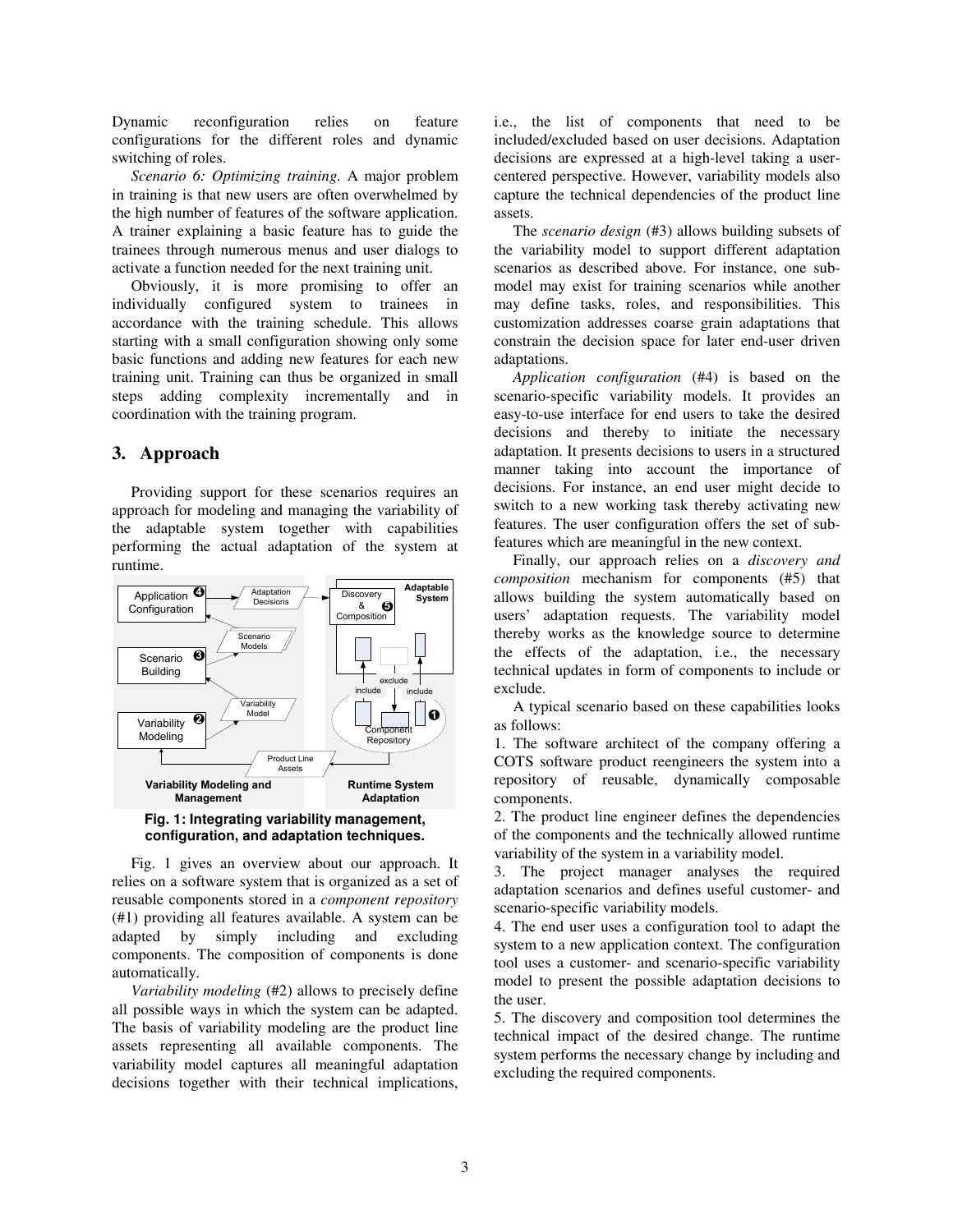Dynamic reconfiguration relies on feature configurations for the different roles and dynamic switching of roles.

*Scenario 6: Optimizing training.* A major problem in training is that new users are often overwhelmed by the high number of features of the software application. A trainer explaining a basic feature has to guide the trainees through numerous menus and user dialogs to activate a function needed for the next training unit.

Obviously, it is more promising to offer an individually configured system to trainees in accordance with the training schedule. This allows starting with a small configuration showing only some basic functions and adding new features for each new training unit. Training can thus be organized in small steps adding complexity incrementally and in coordination with the training program.

## 3. Approach

Providing support for these scenarios requires an approach for modeling and managing the variability of the adaptable system together with capabilities performing the actual adaptation of the system at runtime.

**Fig. 1: Integrating variability management, configuration, and adaptation techniques.**

Fig. 1 gives an overview about our approach. It relies on a software system that is organized as a set of reusable components stored in a *component repository* (#1) providing all features available. A system can be adapted by simply including and excluding components. The composition of components is done automatically.

*Variability modeling* (#2) allows to precisely define all possible ways in which the system can be adapted. The basis of variability modeling are the product line assets representing all available components. The variability model captures all meaningful adaptation decisions together with their technical implications, i.e., the list of components that need to be included/excluded based on user decisions. Adaptation decisions are expressed at a high-level taking a user-centered perspective. However, variability models also capture the technical dependencies of the product line assets.

The *scenario design* (#3) allows building subsets of the variability model to support different adaptation scenarios as described above. For instance, one sub-model may exist for training scenarios while another may define tasks, roles, and responsibilities. This customization addresses coarse grain adaptations that constrain the decision space for later end-user driven adaptations.

*Application configuration* (#4) is based on the scenario-specific variability models. It provides an easy-to-use interface for end users to take the desired decisions and thereby to initiate the necessary adaptation. It presents decisions to users in a structured manner taking into account the importance of decisions. For instance, an end user might decide to switch to a new working task thereby activating new features. The user configuration offers the set of sub-features which are meaningful in the new context.

Finally, our approach relies on a *discovery and composition* mechanism for components (#5) that allows building the system automatically based on users' adaptation requests. The variability model thereby works as the knowledge source to determine the effects of the adaptation, i.e., the necessary technical updates in form of components to include or exclude.

A typical scenario based on these capabilities looks as follows:

1. The software architect of the company offering a COTS software product reengineers the system into a repository of reusable, dynamically composable components.
2. The product line engineer defines the dependencies of the components and the technically allowed runtime variability of the system in a variability model.
3. The project manager analyses the required adaptation scenarios and defines useful customer- and scenario-specific variability models.
4. The end user uses a configuration tool to adapt the system to a new application context. The configuration tool uses a customer- and scenario-specific variability model to present the possible adaptation decisions to the user.
5. The discovery and composition tool determines the technical impact of the desired change. The runtime system performs the necessary change by including and excluding the required components.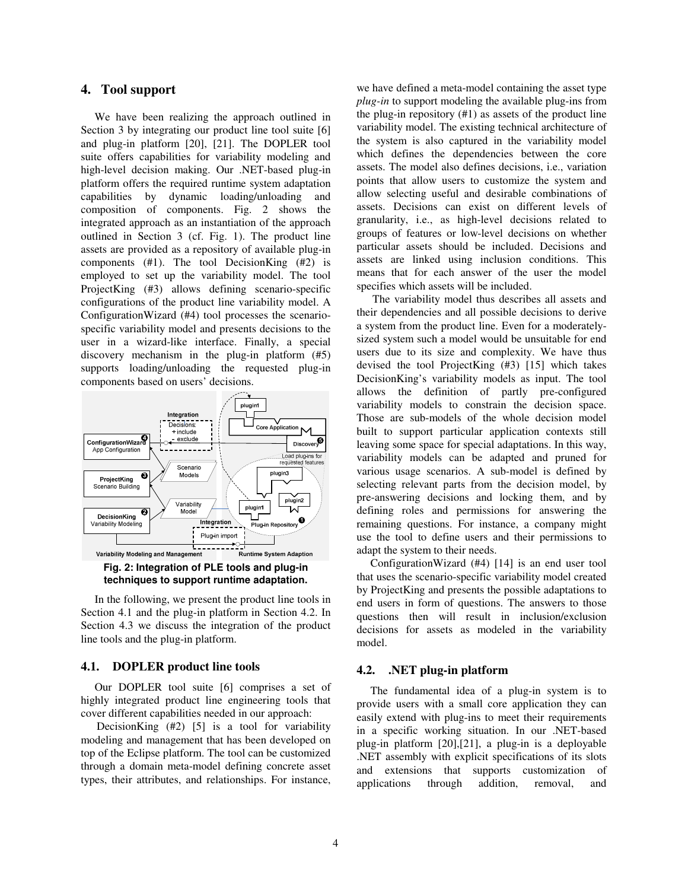## 4. Tool support

We have been realizing the approach outlined in Section 3 by integrating our product line tool suite [6] and plug-in platform [20], [21]. The DOPLER tool suite offers capabilities for variability modeling and high-level decision making. Our .NET-based plug-in platform offers the required runtime system adaptation capabilities by dynamic loading/unloading and composition of components. Fig. 2 shows the integrated approach as an instantiation of the approach outlined in Section 3 (cf. Fig. 1). The product line assets are provided as a repository of available plug-in components (#1). The tool DecisionKing (#2) is employed to set up the variability model. The tool ProjectKing (#3) allows defining scenario-specific configurations of the product line variability model. A ConfigurationWizard (#4) tool processes the scenario-specific variability model and presents decisions to the user in a wizard-like interface. Finally, a special discovery mechanism in the plug-in platform (#5) supports loading/unloading the requested plug-in components based on users' decisions.

**Fig. 2: Integration of PLE tools and plug-in techniques to support runtime adaptation.**

In the following, we present the product line tools in Section 4.1 and the plug-in platform in Section 4.2. In Section 4.3 we discuss the integration of the product line tools and the plug-in platform.

### 4.1. DOPLER product line tools

Our DOPLER tool suite [6] comprises a set of highly integrated product line engineering tools that cover different capabilities needed in our approach:

DecisionKing (#2) [5] is a tool for variability modeling and management that has been developed on top of the Eclipse platform. The tool can be customized through a domain meta-model defining concrete asset types, their attributes, and relationships. For instance, we have defined a meta-model containing the asset type *plug-in* to support modeling the available plug-ins from the plug-in repository (#1) as assets of the product line variability model. The existing technical architecture of the system is also captured in the variability model which defines the dependencies between the core assets. The model also defines decisions, i.e., variation points that allow users to customize the system and allow selecting useful and desirable combinations of assets. Decisions can exist on different levels of granularity, i.e., as high-level decisions related to groups of features or low-level decisions on whether particular assets should be included. Decisions and assets are linked using inclusion conditions. This means that for each answer of the user the model specifies which assets will be included.

The variability model thus describes all assets and their dependencies and all possible decisions to derive a system from the product line. Even for a moderately-sized system such a model would be unsuitable for end users due to its size and complexity. We have thus devised the tool ProjectKing (#3) [15] which takes DecisionKing's variability models as input. The tool allows the definition of partly pre-configured variability models to constrain the decision space. Those are sub-models of the whole decision model built to support particular application contexts still leaving some space for special adaptations. In this way, variability models can be adapted and pruned for various usage scenarios. A sub-model is defined by selecting relevant parts from the decision model, by pre-answering decisions and locking them, and by defining roles and permissions for answering the remaining questions. For instance, a company might use the tool to define users and their permissions to adapt the system to their needs.

ConfigurationWizard (#4) [14] is an end user tool that uses the scenario-specific variability model created by ProjectKing and presents the possible adaptations to end users in form of questions. The answers to those questions then will result in inclusion/exclusion decisions for assets as modeled in the variability model.

### 4.2. .NET plug-in platform

The fundamental idea of a plug-in system is to provide users with a small core application they can easily extend with plug-ins to meet their requirements in a specific working situation. In our .NET-based plug-in platform [20],[21], a plug-in is a deployable .NET assembly with explicit specifications of its slots and extensions that supports customization of applications through addition, removal, and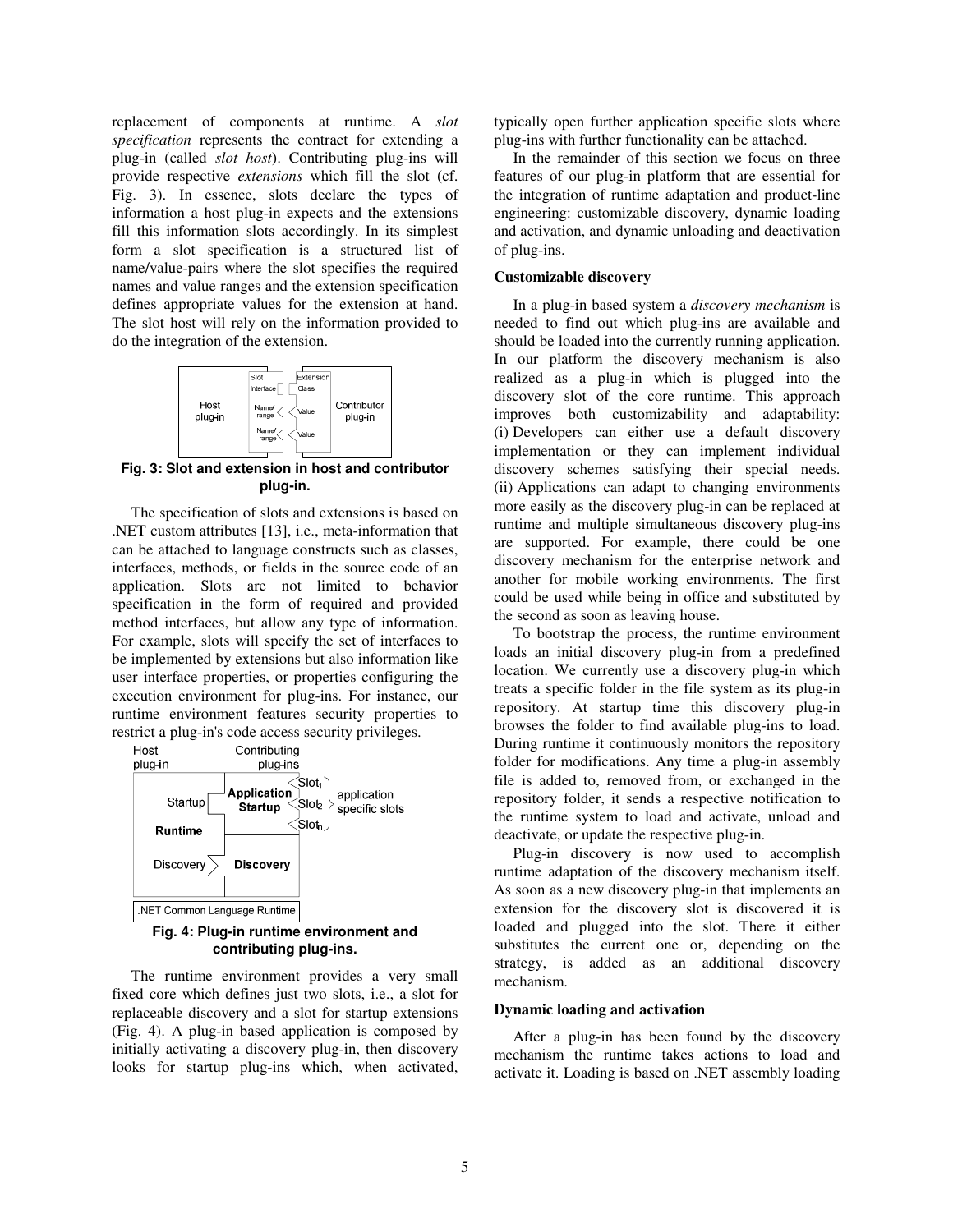replacement of components at runtime. A *slot specification* represents the contract for extending a plug-in (called *slot host*). Contributing plug-ins will provide respective *extensions* which fill the slot (cf. Fig. 3). In essence, slots declare the types of information a host plug-in expects and the extensions fill this information slots accordingly. In its simplest form a slot specification is a structured list of name/value-pairs where the slot specifies the required names and value ranges and the extension specification defines appropriate values for the extension at hand. The slot host will rely on the information provided to do the integration of the extension.

**Fig. 3: Slot and extension in host and contributor plug-in.**

The specification of slots and extensions is based on .NET custom attributes [13], i.e., meta-information that can be attached to language constructs such as classes, interfaces, methods, or fields in the source code of an application. Slots are not limited to behavior specification in the form of required and provided method interfaces, but allow any type of information. For example, slots will specify the set of interfaces to be implemented by extensions but also information like user interface properties, or properties configuring the execution environment for plug-ins. For instance, our runtime environment features security properties to restrict a plug-in's code access security privileges.

**Fig. 4: Plug-in runtime environment and contributing plug-ins.**

The runtime environment provides a very small fixed core which defines just two slots, i.e., a slot for replaceable discovery and a slot for startup extensions (Fig. 4). A plug-in based application is composed by initially activating a discovery plug-in, then discovery looks for startup plug-ins which, when activated, typically open further application specific slots where plug-ins with further functionality can be attached.

In the remainder of this section we focus on three features of our plug-in platform that are essential for the integration of runtime adaptation and product-line engineering: customizable discovery, dynamic loading and activation, and dynamic unloading and deactivation of plug-ins.

**Customizable discovery**

In a plug-in based system a *discovery mechanism* is needed to find out which plug-ins are available and should be loaded into the currently running application. In our platform the discovery mechanism is also realized as a plug-in which is plugged into the discovery slot of the core runtime. This approach improves both customizability and adaptability: (i) Developers can either use a default discovery implementation or they can implement individual discovery schemes satisfying their special needs. (ii) Applications can adapt to changing environments more easily as the discovery plug-in can be replaced at runtime and multiple simultaneous discovery plug-ins are supported. For example, there could be one discovery mechanism for the enterprise network and another for mobile working environments. The first could be used while being in office and substituted by the second as soon as leaving house.

To bootstrap the process, the runtime environment loads an initial discovery plug-in from a predefined location. We currently use a discovery plug-in which treats a specific folder in the file system as its plug-in repository. At startup time this discovery plug-in browses the folder to find available plug-ins to load. During runtime it continuously monitors the repository folder for modifications. Any time a plug-in assembly file is added to, removed from, or exchanged in the repository folder, it sends a respective notification to the runtime system to load and activate, unload and deactivate, or update the respective plug-in.

Plug-in discovery is now used to accomplish runtime adaptation of the discovery mechanism itself. As soon as a new discovery plug-in that implements an extension for the discovery slot is discovered it is loaded and plugged into the slot. There it either substitutes the current one or, depending on the strategy, is added as an additional discovery mechanism.

**Dynamic loading and activation**

After a plug-in has been found by the discovery mechanism the runtime takes actions to load and activate it. Loading is based on .NET assembly loading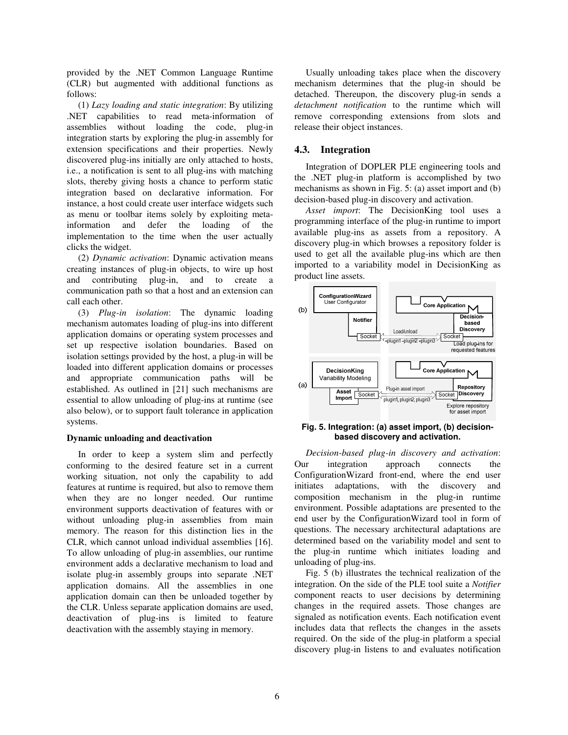provided by the .NET Common Language Runtime (CLR) but augmented with additional functions as follows:

(1) *Lazy loading and static integration*: By utilizing .NET capabilities to read meta-information of assemblies without loading the code, plug-in integration starts by exploring the plug-in assembly for extension specifications and their properties. Newly discovered plug-ins initially are only attached to hosts, i.e., a notification is sent to all plug-ins with matching slots, thereby giving hosts a chance to perform static integration based on declarative information. For instance, a host could create user interface widgets such as menu or toolbar items solely by exploiting meta-information and defer the loading of the implementation to the time when the user actually clicks the widget.

(2) *Dynamic activation*: Dynamic activation means creating instances of plug-in objects, to wire up host and contributing plug-in, and to create a communication path so that a host and an extension can call each other.

(3) *Plug-in isolation*: The dynamic loading mechanism automates loading of plug-ins into different application domains or operating system processes and set up respective isolation boundaries. Based on isolation settings provided by the host, a plug-in will be loaded into different application domains or processes and appropriate communication paths will be established. As outlined in [21] such mechanisms are essential to allow unloading of plug-ins at runtime (see also below), or to support fault tolerance in application systems.

**Dynamic unloading and deactivation**

In order to keep a system slim and perfectly conforming to the desired feature set in a current working situation, not only the capability to add features at runtime is required, but also to remove them when they are no longer needed. Our runtime environment supports deactivation of features with or without unloading plug-in assemblies from main memory. The reason for this distinction lies in the CLR, which cannot unload individual assemblies [16]. To allow unloading of plug-in assemblies, our runtime environment adds a declarative mechanism to load and isolate plug-in assembly groups into separate .NET application domains. All the assemblies in one application domain can then be unloaded together by the CLR. Unless separate application domains are used, deactivation of plug-ins is limited to feature deactivation with the assembly staying in memory.

Usually unloading takes place when the discovery mechanism determines that the plug-in should be detached. Thereupon, the discovery plug-in sends a *detachment notification* to the runtime which will remove corresponding extensions from slots and release their object instances.

## 4.3. Integration

Integration of DOPLER PLE engineering tools and the .NET plug-in platform is accomplished by two mechanisms as shown in Fig. 5: (a) asset import and (b) decision-based plug-in discovery and activation.

*Asset import*: The DecisionKing tool uses a programming interface of the plug-in runtime to import available plug-ins as assets from a repository. A discovery plug-in which browses a repository folder is used to get all the available plug-ins which are then imported to a variability model in DecisionKing as product line assets.

**Fig. 5. Integration: (a) asset import, (b) decision-based discovery and activation.**

*Decision-based plug-in discovery and activation*: Our integration approach connects the ConfigurationWizard front-end, where the end user initiates adaptations, with the discovery and composition mechanism in the plug-in runtime environment. Possible adaptations are presented to the end user by the ConfigurationWizard tool in form of questions. The necessary architectural adaptations are determined based on the variability model and sent to the plug-in runtime which initiates loading and unloading of plug-ins.

Fig. 5 (b) illustrates the technical realization of the integration. On the side of the PLE tool suite a *Notifier* component reacts to user decisions by determining changes in the required assets. Those changes are signaled as notification events. Each notification event includes data that reflects the changes in the assets required. On the side of the plug-in platform a special discovery plug-in listens to and evaluates notification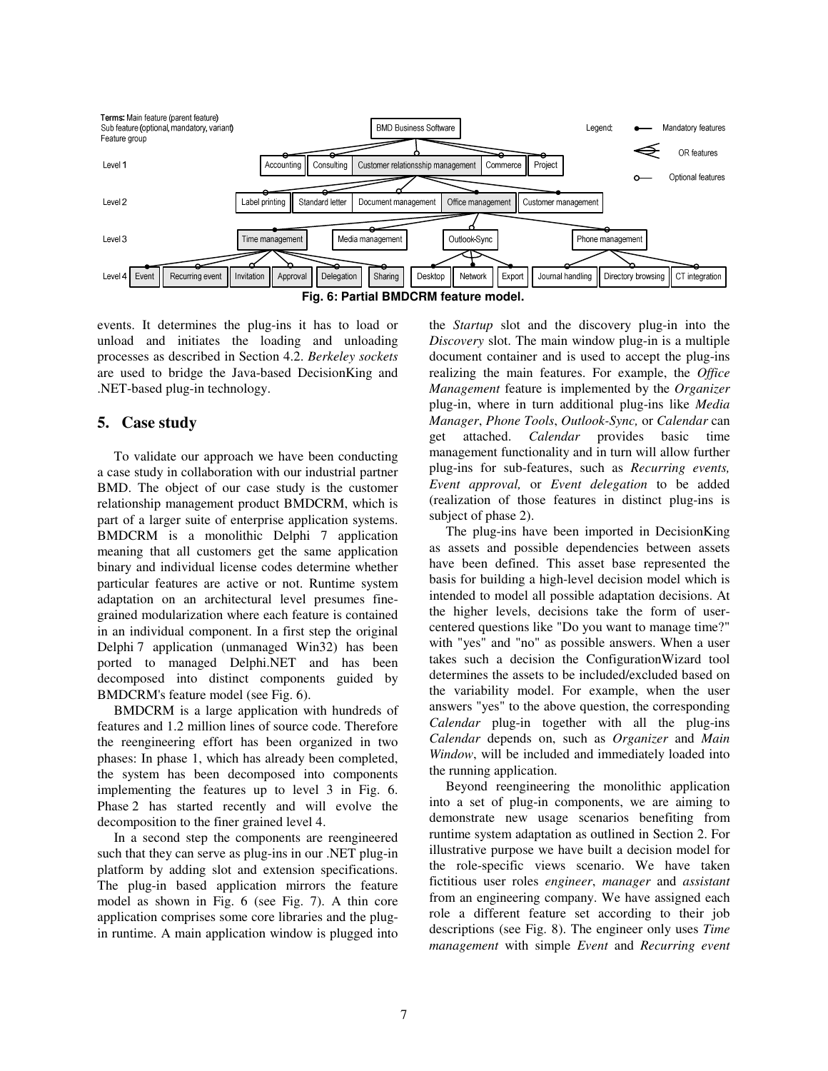**Fig. 6: Partial BMDCRM feature model.**

events. It determines the plug-ins it has to load or unload and initiates the loading and unloading processes as described in Section 4.2. *Berkeley sockets* are used to bridge the Java-based DecisionKing and .NET-based plug-in technology.

## 5. Case study

To validate our approach we have been conducting a case study in collaboration with our industrial partner BMD. The object of our case study is the customer relationship management product BMDCRM, which is part of a larger suite of enterprise application systems. BMDCRM is a monolithic Delphi 7 application meaning that all customers get the same application binary and individual license codes determine whether particular features are active or not. Runtime system adaptation on an architectural level presumes fine-grained modularization where each feature is contained in an individual component. In a first step the original Delphi 7 application (unmanaged Win32) has been ported to managed Delphi.NET and has been decomposed into distinct components guided by BMDCRM's feature model (see Fig. 6).

BMDCRM is a large application with hundreds of features and 1.2 million lines of source code. Therefore the reengineering effort has been organized in two phases: In phase 1, which has already been completed, the system has been decomposed into components implementing the features up to level 3 in Fig. 6. Phase 2 has started recently and will evolve the decomposition to the finer grained level 4.

In a second step the components are reengineered such that they can serve as plug-ins in our .NET plug-in platform by adding slot and extension specifications. The plug-in based application mirrors the feature model as shown in Fig. 6 (see Fig. 7). A thin core application comprises some core libraries and the plug-in runtime. A main application window is plugged into the *Startup* slot and the discovery plug-in into the *Discovery* slot. The main window plug-in is a multiple document container and is used to accept the plug-ins realizing the main features. For example, the *Office Management* feature is implemented by the *Organizer* plug-in, where in turn additional plug-ins like *Media Manager*, *Phone Tools*, *Outlook-Sync,* or *Calendar* can get attached. *Calendar* provides basic time management functionality and in turn will allow further plug-ins for sub-features, such as *Recurring events, Event approval,* or *Event delegation* to be added (realization of those features in distinct plug-ins is subject of phase 2).

The plug-ins have been imported in DecisionKing as assets and possible dependencies between assets have been defined. This asset base represented the basis for building a high-level decision model which is intended to model all possible adaptation decisions. At the higher levels, decisions take the form of user-centered questions like "Do you want to manage time?" with "yes" and "no" as possible answers. When a user takes such a decision the ConfigurationWizard tool determines the assets to be included/excluded based on the variability model. For example, when the user answers "yes" to the above question, the corresponding *Calendar* plug-in together with all the plug-ins *Calendar* depends on, such as *Organizer* and *Main Window*, will be included and immediately loaded into the running application.

Beyond reengineering the monolithic application into a set of plug-in components, we are aiming to demonstrate new usage scenarios benefiting from runtime system adaptation as outlined in Section 2. For illustrative purpose we have built a decision model for the role-specific views scenario. We have taken fictitious user roles *engineer*, *manager* and *assistant* from an engineering company. We have assigned each role a different feature set according to their job descriptions (see Fig. 8). The engineer only uses *Time management* with simple *Event* and *Recurring event*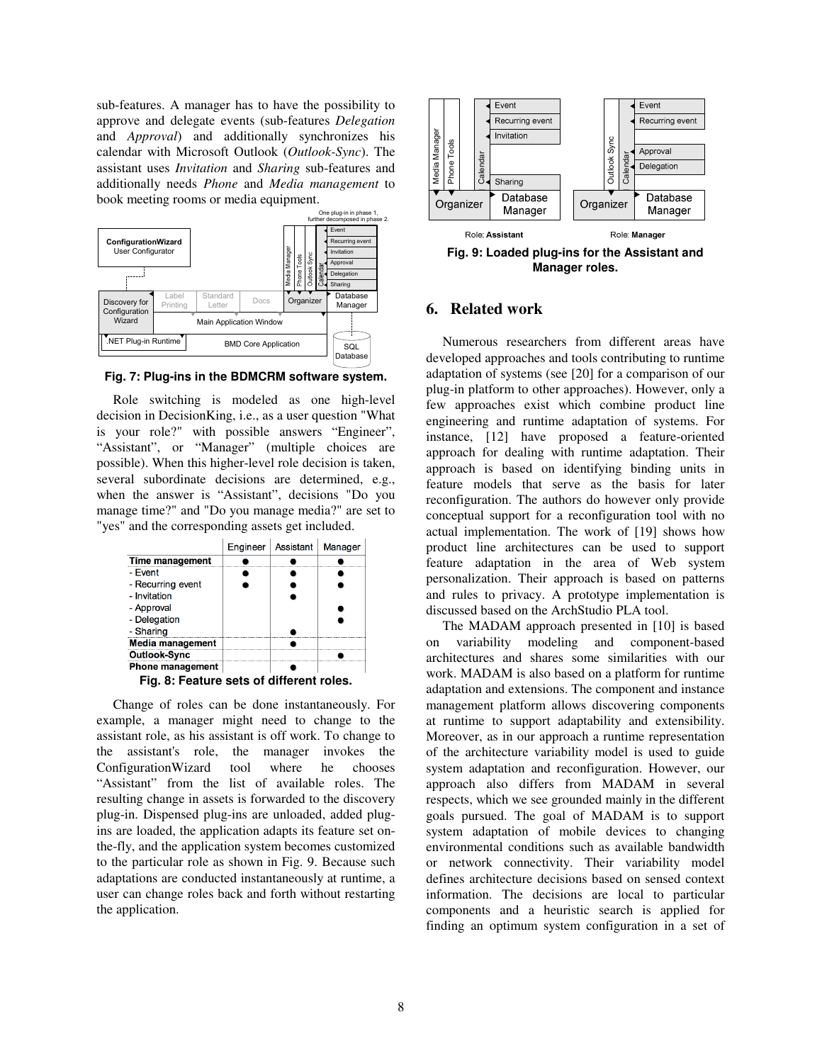sub-features. A manager has to have the possibility to approve and delegate events (sub-features *Delegation* and *Approval*) and additionally synchronizes his calendar with Microsoft Outlook (*Outlook-Sync*). The assistant uses *Invitation* and *Sharing* sub-features and additionally needs *Phone* and *Media management* to book meeting rooms or media equipment.

**Fig. 7: Plug-ins in the BDMCRM software system.**

Role switching is modeled as one high-level decision in DecisionKing, i.e., as a user question "What is your role?" with possible answers "Engineer", "Assistant", or "Manager" (multiple choices are possible). When this higher-level role decision is taken, several subordinate decisions are determined, e.g., when the answer is "Assistant", decisions "Do you manage time?" and "Do you manage media?" are set to "yes" and the corresponding assets get included.

| | Engineer | Assistant | Manager |
|---|---|---|---|
| **Time management** | ● | ● | ● |
| - Event | ● | ● | ● |
| - Recurring event | ● | ● | ● |
| - Invitation | | ● | |
| - Approval | | | ● |
| - Delegation | | | ● |
| - Sharing | | ● | |
| **Media management** | | ● | |
| **Outlook-Sync** | | | ● |
| **Phone management** | | ● | |

**Fig. 8: Feature sets of different roles.**

Change of roles can be done instantaneously. For example, a manager might need to change to the assistant role, as his assistant is off work. To change to the assistant's role, the manager invokes the ConfigurationWizard tool where he chooses "Assistant" from the list of available roles. The resulting change in assets is forwarded to the discovery plug-in. Dispensed plug-ins are unloaded, added plug-ins are loaded, the application adapts its feature set on-the-fly, and the application system becomes customized to the particular role as shown in Fig. 9. Because such adaptations are conducted instantaneously at runtime, a user can change roles back and forth without restarting the application.

**Fig. 9: Loaded plug-ins for the Assistant and Manager roles.**

## 6. Related work

Numerous researchers from different areas have developed approaches and tools contributing to runtime adaptation of systems (see [20] for a comparison of our plug-in platform to other approaches). However, only a few approaches exist which combine product line engineering and runtime adaptation of systems. For instance, [12] have proposed a feature-oriented approach for dealing with runtime adaptation. Their approach is based on identifying binding units in feature models that serve as the basis for later reconfiguration. The authors do however only provide conceptual support for a reconfiguration tool with no actual implementation. The work of [19] shows how product line architectures can be used to support feature adaptation in the area of Web system personalization. Their approach is based on patterns and rules to privacy. A prototype implementation is discussed based on the ArchStudio PLA tool.

The MADAM approach presented in [10] is based on variability modeling and component-based architectures and shares some similarities with our work. MADAM is also based on a platform for runtime adaptation and extensions. The component and instance management platform allows discovering components at runtime to support adaptability and extensibility. Moreover, as in our approach a runtime representation of the architecture variability model is used to guide system adaptation and reconfiguration. However, our approach also differs from MADAM in several respects, which we see grounded mainly in the different goals pursued. The goal of MADAM is to support system adaptation of mobile devices to changing environmental conditions such as available bandwidth or network connectivity. Their variability model defines architecture decisions based on sensed context information. The decisions are local to particular components and a heuristic search is applied for finding an optimum system configuration in a set of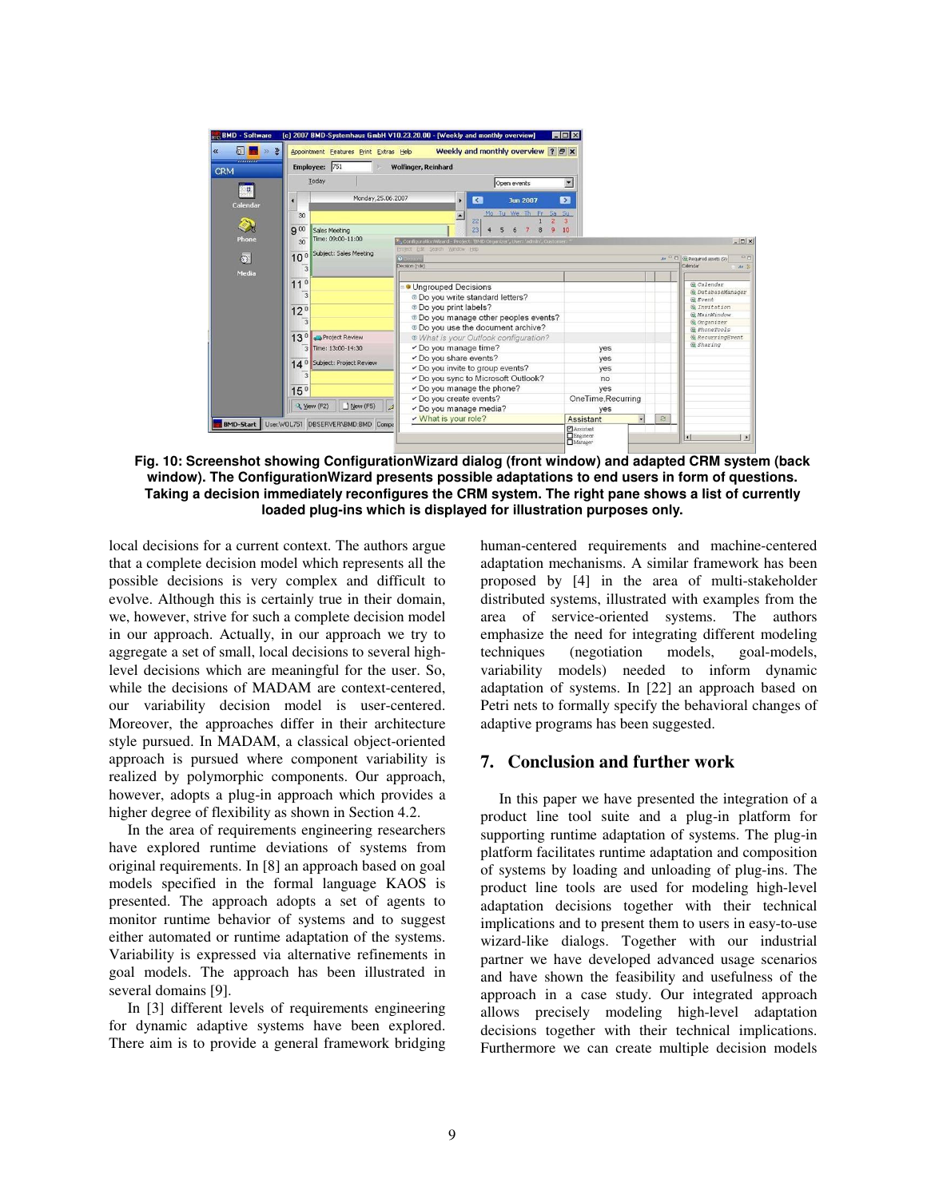**Fig. 10: Screenshot showing ConfigurationWizard dialog (front window) and adapted CRM system (back window). The ConfigurationWizard presents possible adaptations to end users in form of questions. Taking a decision immediately reconfigures the CRM system. The right pane shows a list of currently loaded plug-ins which is displayed for illustration purposes only.**

local decisions for a current context. The authors argue that a complete decision model which represents all the possible decisions is very complex and difficult to evolve. Although this is certainly true in their domain, we, however, strive for such a complete decision model in our approach. Actually, in our approach we try to aggregate a set of small, local decisions to several high-level decisions which are meaningful for the user. So, while the decisions of MADAM are context-centered, our variability decision model is user-centered. Moreover, the approaches differ in their architecture style pursued. In MADAM, a classical object-oriented approach is pursued where component variability is realized by polymorphic components. Our approach, however, adopts a plug-in approach which provides a higher degree of flexibility as shown in Section 4.2.

In the area of requirements engineering researchers have explored runtime deviations of systems from original requirements. In [8] an approach based on goal models specified in the formal language KAOS is presented. The approach adopts a set of agents to monitor runtime behavior of systems and to suggest either automated or runtime adaptation of the systems. Variability is expressed via alternative refinements in goal models. The approach has been illustrated in several domains [9].

In [3] different levels of requirements engineering for dynamic adaptive systems have been explored. There aim is to provide a general framework bridging human-centered requirements and machine-centered adaptation mechanisms. A similar framework has been proposed by [4] in the area of multi-stakeholder distributed systems, illustrated with examples from the area of service-oriented systems. The authors emphasize the need for integrating different modeling techniques (negotiation models, goal-models, variability models) needed to inform dynamic adaptation of systems. In [22] an approach based on Petri nets to formally specify the behavioral changes of adaptive programs has been suggested.

## 7. Conclusion and further work

In this paper we have presented the integration of a product line tool suite and a plug-in platform for supporting runtime adaptation of systems. The plug-in platform facilitates runtime adaptation and composition of systems by loading and unloading of plug-ins. The product line tools are used for modeling high-level adaptation decisions together with their technical implications and to present them to users in easy-to-use wizard-like dialogs. Together with our industrial partner we have developed advanced usage scenarios and have shown the feasibility and usefulness of the approach in a case study. Our integrated approach allows precisely modeling high-level adaptation decisions together with their technical implications. Furthermore we can create multiple decision models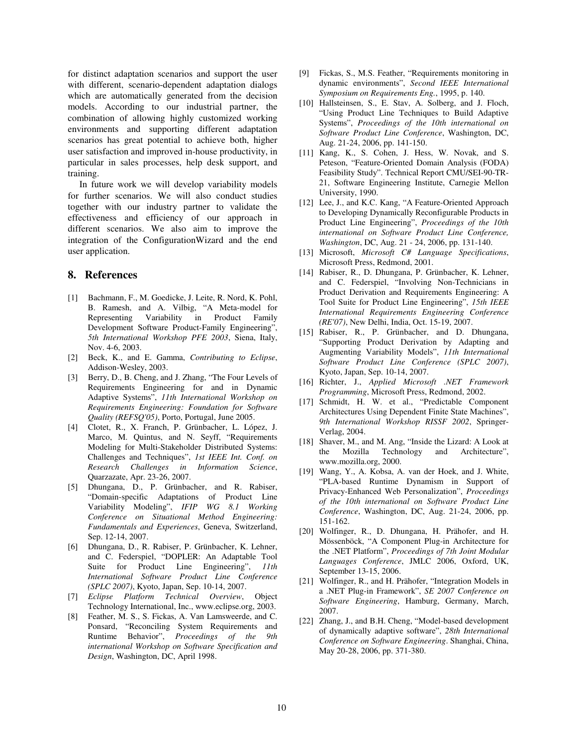for distinct adaptation scenarios and support the user with different, scenario-dependent adaptation dialogs which are automatically generated from the decision models. According to our industrial partner, the combination of allowing highly customized working environments and supporting different adaptation scenarios has great potential to achieve both, higher user satisfaction and improved in-house productivity, in particular in sales processes, help desk support, and training.

In future work we will develop variability models for further scenarios. We will also conduct studies together with our industry partner to validate the effectiveness and efficiency of our approach in different scenarios. We also aim to improve the integration of the ConfigurationWizard and the end user application.

## 8. References

[1] Bachmann, F., M. Goedicke, J. Leite, R. Nord, K. Pohl, B. Ramesh, and A. Vilbig, "A Meta-model for Representing Variability in Product Family Development Software Product-Family Engineering", *5th International Workshop PFE 2003*, Siena, Italy, Nov. 4-6, 2003.

[2] Beck, K., and E. Gamma, *Contributing to Eclipse*, Addison-Wesley, 2003.

[3] Berry, D., B. Cheng, and J. Zhang, "The Four Levels of Requirements Engineering for and in Dynamic Adaptive Systems", *11th International Workshop on Requirements Engineering: Foundation for Software Quality (REFSQ'05)*, Porto, Portugal, June 2005.

[4] Clotet, R., X. Franch, P. Grünbacher, L. López, J. Marco, M. Quintus, and N. Seyff, "Requirements Modeling for Multi-Stakeholder Distributed Systems: Challenges and Techniques", *1st IEEE Int. Conf. on Research Challenges in Information Science*, Quarzazate, Apr. 23-26, 2007.

[5] Dhungana, D., P. Grünbacher, and R. Rabiser, "Domain-specific Adaptations of Product Line Variability Modeling", *IFIP WG 8.1 Working Conference on Situational Method Engineering: Fundamentals and Experiences*, Geneva, Switzerland, Sep. 12-14, 2007.

[6] Dhungana, D., R. Rabiser, P. Grünbacher, K. Lehner, and C. Federspiel, "DOPLER: An Adaptable Tool Suite for Product Line Engineering", *11th International Software Product Line Conference (SPLC 2007)*, Kyoto, Japan, Sep. 10-14, 2007.

[7] *Eclipse Platform Technical Overview*, Object Technology International, Inc., www.eclipse.org, 2003.

[8] Feather, M. S., S. Fickas, A. Van Lamsweerde, and C. Ponsard, "Reconciling System Requirements and Runtime Behavior", *Proceedings of the 9th international Workshop on Software Specification and Design*, Washington, DC, April 1998.

[9] Fickas, S., M.S. Feather, "Requirements monitoring in dynamic environments", *Second IEEE International Symposium on Requirements Eng.*, 1995, p. 140.

[10] Hallsteinsen, S., E. Stav, A. Solberg, and J. Floch, "Using Product Line Techniques to Build Adaptive Systems", *Proceedings of the 10th international on Software Product Line Conference*, Washington, DC, Aug. 21-24, 2006, pp. 141-150.

[11] Kang, K., S. Cohen, J. Hess, W. Novak, and S. Peteson, "Feature-Oriented Domain Analysis (FODA) Feasibility Study". Technical Report CMU/SEI-90-TR-21, Software Engineering Institute, Carnegie Mellon University, 1990.

[12] Lee, J., and K.C. Kang, "A Feature-Oriented Approach to Developing Dynamically Reconfigurable Products in Product Line Engineering", *Proceedings of the 10th international on Software Product Line Conference, Washington*, DC, Aug. 21 - 24, 2006, pp. 131-140.

[13] Microsoft, *Microsoft C# Language Specifications*, Microsoft Press, Redmond, 2001.

[14] Rabiser, R., D. Dhungana, P. Grünbacher, K. Lehner, and C. Federspiel, "Involving Non-Technicians in Product Derivation and Requirements Engineering: A Tool Suite for Product Line Engineering", *15th IEEE International Requirements Engineering Conference (RE'07)*, New Delhi, India, Oct. 15-19, 2007.

[15] Rabiser, R., P. Grünbacher, and D. Dhungana, "Supporting Product Derivation by Adapting and Augmenting Variability Models", *11th International Software Product Line Conference (SPLC 2007)*, Kyoto, Japan, Sep. 10-14, 2007.

[16] Richter, J., *Applied Microsoft .NET Framework Programming*, Microsoft Press, Redmond, 2002.

[17] Schmidt, H. W. et al., "Predictable Component Architectures Using Dependent Finite State Machines", *9th International Workshop RISSF 2002*, Springer-Verlag, 2004.

[18] Shaver, M., and M. Ang, "Inside the Lizard: A Look at the Mozilla Technology and Architecture", www.mozilla.org, 2000.

[19] Wang, Y., A. Kobsa, A. van der Hoek, and J. White, "PLA-based Runtime Dynamism in Support of Privacy-Enhanced Web Personalization", *Proceedings of the 10th international on Software Product Line Conference*, Washington, DC, Aug. 21-24, 2006, pp. 151-162.

[20] Wolfinger, R., D. Dhungana, H. Prähofer, and H. Mössenböck, "A Component Plug-in Architecture for the .NET Platform", *Proceedings of 7th Joint Modular Languages Conference*, JMLC 2006, Oxford, UK, September 13-15, 2006.

[21] Wolfinger, R., and H. Prähofer, "Integration Models in a .NET Plug-in Framework", *SE 2007 Conference on Software Engineering*, Hamburg, Germany, March, 2007.

[22] Zhang, J., and B.H. Cheng, "Model-based development of dynamically adaptive software", *28th International Conference on Software Engineering*. Shanghai, China, May 20-28, 2006, pp. 371-380.